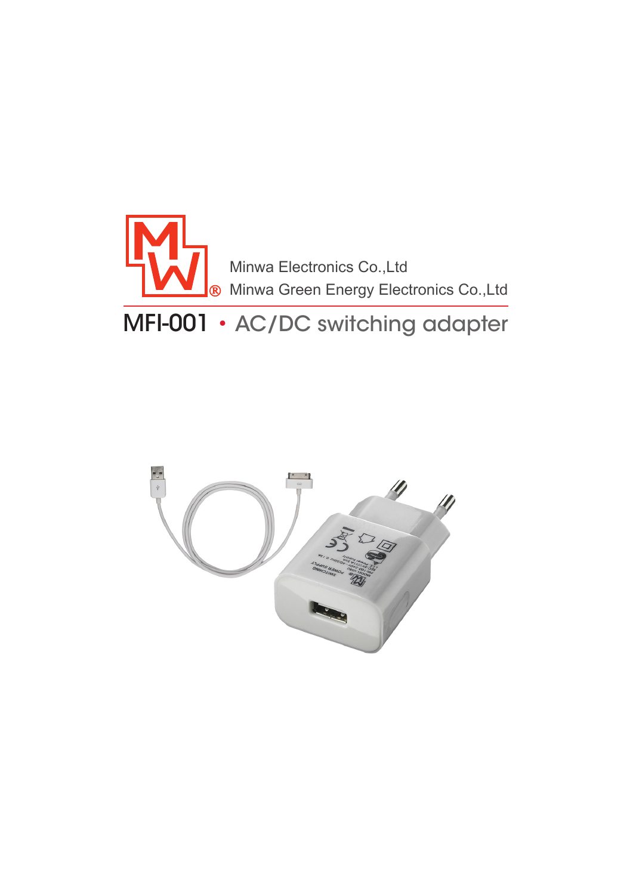Minwa Electronics Co.,Ltd

Minwa Green Energy Electronics Co.,Ltd

# MFI-001 • AC/DC switching adapter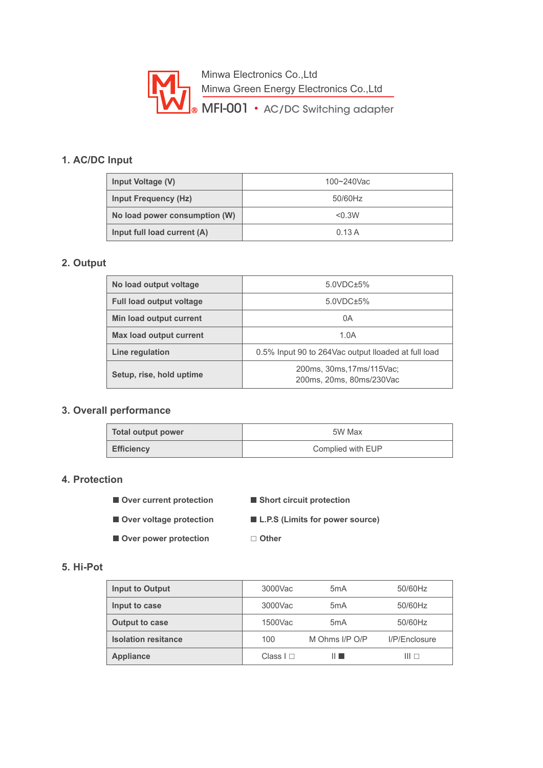Minwa Electronics Co.,Ltd
Minwa Green Energy Electronics Co.,Ltd
MFI-001 • AC/DC Switching adapter

## 1. AC/DC Input

| | |
|---|---|
| **Input Voltage (V)** | 100~240Vac |
| **Input Frequency (Hz)** | 50/60Hz |
| **No load power consumption (W)** | <0.3W |
| **Input full load current (A)** | 0.13 A |

## 2. Output

| | |
|---|---|
| **No load output voltage** | 5.0VDC±5% |
| **Full load output voltage** | 5.0VDC±5% |
| **Min load output current** | 0A |
| **Max load output current** | 1.0A |
| **Line regulation** | 0.5% Input 90 to 264Vac output lloaded at full load |
| **Setup, rise, hold uptime** | 200ms, 30ms,17ms/115Vac; 200ms, 20ms, 80ms/230Vac |

## 3. Overall performance

| | |
|---|---|
| **Total output power** | 5W Max |
| **Efficiency** | Complied with EUP |

## 4. Protection

- ■ **Over current protection**
- ■ **Short circuit protection**
- ■ **Over voltage protection**
- ■ **L.P.S (Limits for power source)**
- ■ **Over power protection**
- □ **Other**

## 5. Hi-Pot

| | | | |
|---|---|---|---|
| **Input to Output** | 3000Vac | 5mA | 50/60Hz |
| **Input to case** | 3000Vac | 5mA | 50/60Hz |
| **Output to case** | 1500Vac | 5mA | 50/60Hz |
| **Isolation resitance** | 100 | M Ohms I/P O/P | I/P/Enclosure |
| **Appliance** | Class I □ | II ■ | III □ |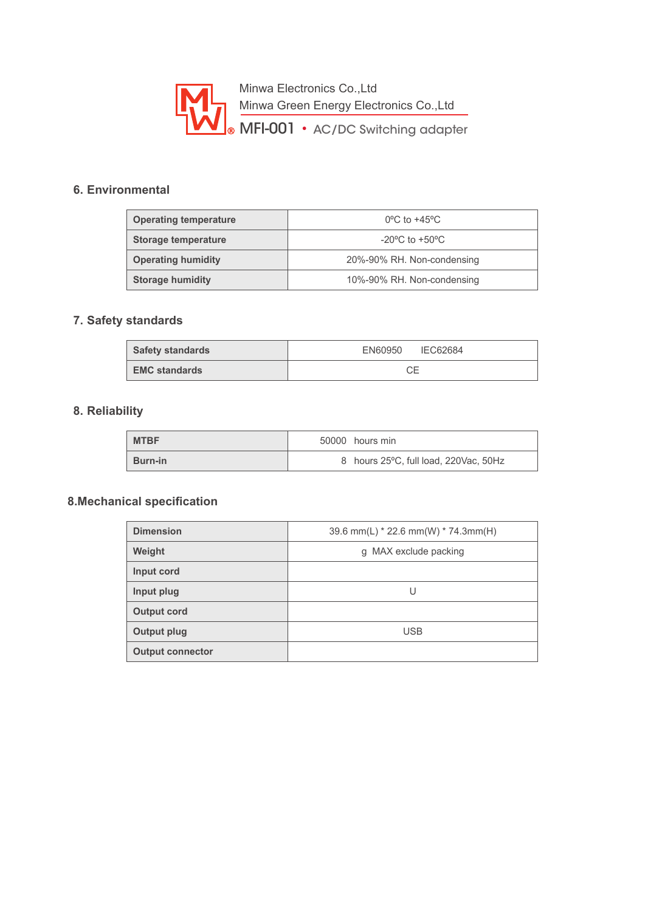Minwa Electronics Co.,Ltd
Minwa Green Energy Electronics Co.,Ltd
MFI-001 • AC/DC Switching adapter

## 6. Environmental

| | |
|---|---|
| **Operating temperature** | 0ºC to +45ºC |
| **Storage temperature** | -20ºC to +50ºC |
| **Operating humidity** | 20%-90% RH. Non-condensing |
| **Storage humidity** | 10%-90% RH. Non-condensing |

## 7. Safety standards

| | |
|---|---|
| **Safety standards** | EN60950 IEC62684 |
| **EMC standards** | CE |

## 8. Reliability

| | |
|---|---|
| **MTBF** | 50000 hours min |
| **Burn-in** | 8 hours 25ºC, full load, 220Vac, 50Hz |

## 8.Mechanical specification

| | |
|---|---|
| **Dimension** | 39.6 mm(L) * 22.6 mm(W) * 74.3mm(H) |
| **Weight** | g MAX exclude packing |
| **Input cord** | |
| **Input plug** | U |
| **Output cord** | |
| **Output plug** | USB |
| **Output connector** | |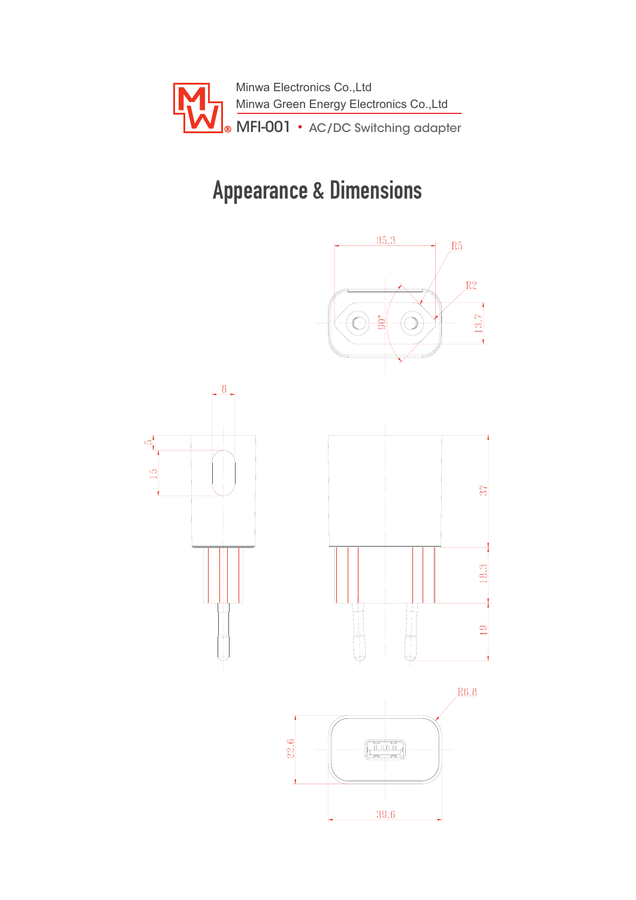Minwa Electronics Co.,Ltd

Minwa Green Energy Electronics Co.,Ltd

MFI-001 • AC/DC Switching adapter

# Appearance & Dimensions

35.3

R5

R2

90°

13.7

8

5

15

37

18.3

19

R6.8

22.6

39.6